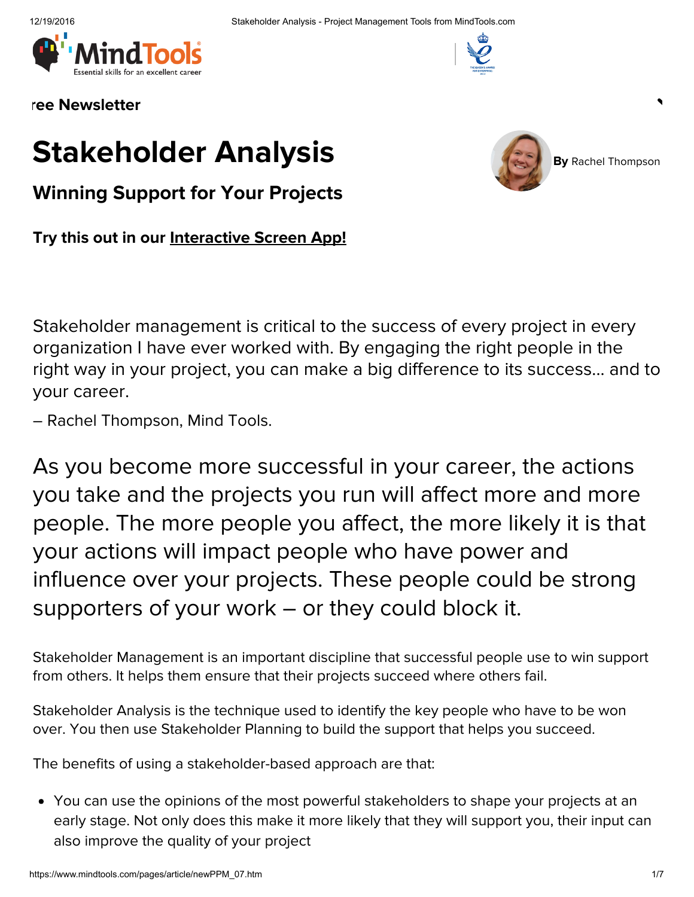ree Newsletter

# Stakeholder Analysis

**By** Rachel Thompson

## Winning Support for Your Projects

**Try this out in our Interactive Screen App!**

Stakeholder management is critical to the success of every project in every organization I have ever worked with. By engaging the right people in the right way in your project, you can make a big difference to its success... and to your career.

– Rachel Thompson, Mind Tools.

As you become more successful in your career, the actions you take and the projects you run will affect more and more people. The more people you affect, the more likely it is that your actions will impact people who have power and influence over your projects. These people could be strong supporters of your work – or they could block it.

Stakeholder Management is an important discipline that successful people use to win support from others. It helps them ensure that their projects succeed where others fail.

Stakeholder Analysis is the technique used to identify the key people who have to be won over. You then use Stakeholder Planning to build the support that helps you succeed.

The benefits of using a stakeholder-based approach are that:

- You can use the opinions of the most powerful stakeholders to shape your projects at an early stage. Not only does this make it more likely that they will support you, their input can also improve the quality of your project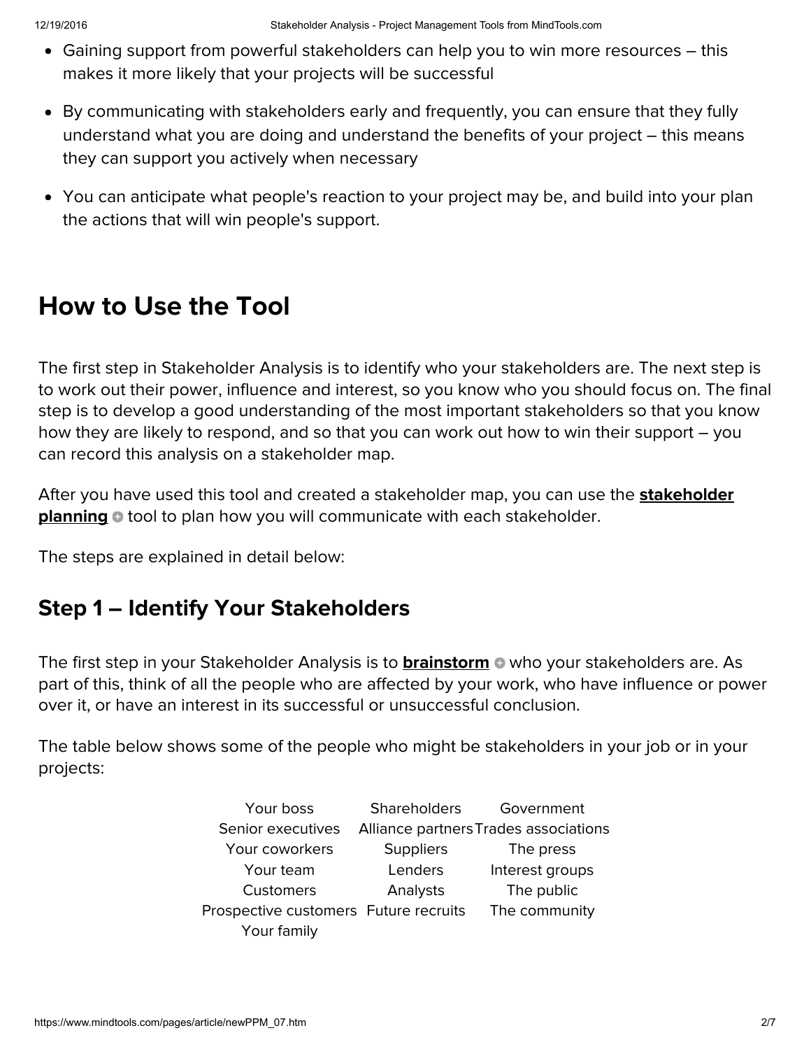- Gaining support from powerful stakeholders can help you to win more resources – this makes it more likely that your projects will be successful
- By communicating with stakeholders early and frequently, you can ensure that they fully understand what you are doing and understand the benefits of your project – this means they can support you actively when necessary
- You can anticipate what people's reaction to your project may be, and build into your plan the actions that will win people's support.

## How to Use the Tool

The first step in Stakeholder Analysis is to identify who your stakeholders are. The next step is to work out their power, influence and interest, so you know who you should focus on. The final step is to develop a good understanding of the most important stakeholders so that you know how they are likely to respond, and so that you can work out how to win their support – you can record this analysis on a stakeholder map.

After you have used this tool and created a stakeholder map, you can use the **stakeholder planning** tool to plan how you will communicate with each stakeholder.

The steps are explained in detail below:

### Step 1 – Identify Your Stakeholders

The first step in your Stakeholder Analysis is to **brainstorm** who your stakeholders are. As part of this, think of all the people who are affected by your work, who have influence or power over it, or have an interest in its successful or unsuccessful conclusion.

The table below shows some of the people who might be stakeholders in your job or in your projects:

| | | |
|---|---|---|
| Your boss | Shareholders | Government |
| Senior executives | Alliance partners | Trades associations |
| Your coworkers | Suppliers | The press |
| Your team | Lenders | Interest groups |
| Customers | Analysts | The public |
| Prospective customers | Future recruits | The community |
| Your family | | |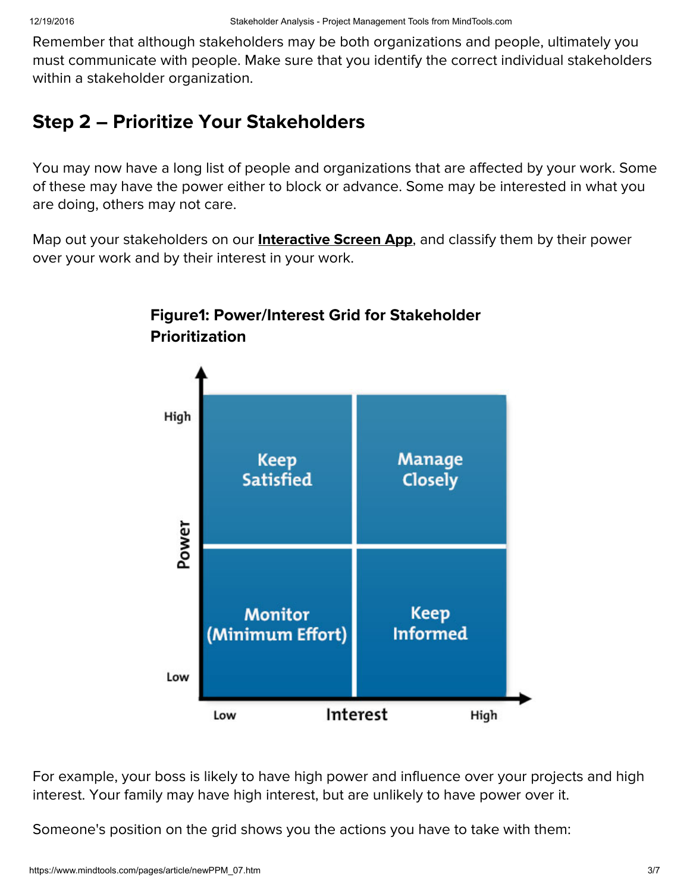Remember that although stakeholders may be both organizations and people, ultimately you must communicate with people. Make sure that you identify the correct individual stakeholders within a stakeholder organization.

## Step 2 – Prioritize Your Stakeholders

You may now have a long list of people and organizations that are affected by your work. Some of these may have the power either to block or advance. Some may be interested in what you are doing, others may not care.

Map out your stakeholders on our **Interactive Screen App**, and classify them by their power over your work and by their interest in your work.

**Figure1: Power/Interest Grid for Stakeholder Prioritization**

| Power \ Interest | Low | High |
|---|---|---|
| High | Keep Satisfied | Manage Closely |
| Low | Monitor (Minimum Effort) | Keep Informed |

For example, your boss is likely to have high power and influence over your projects and high interest. Your family may have high interest, but are unlikely to have power over it.

Someone's position on the grid shows you the actions you have to take with them: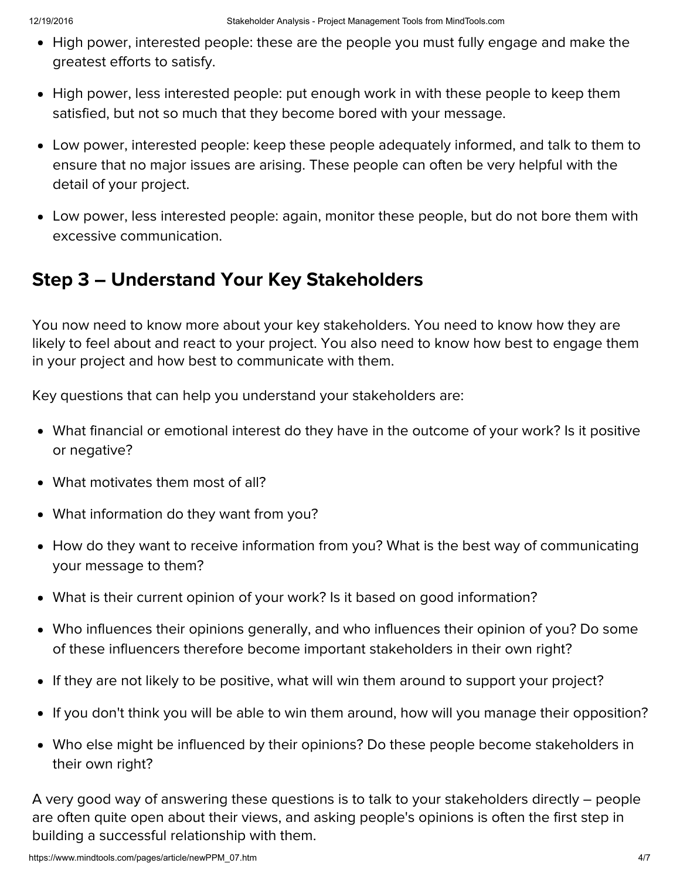- High power, interested people: these are the people you must fully engage and make the greatest efforts to satisfy.
- High power, less interested people: put enough work in with these people to keep them satisfied, but not so much that they become bored with your message.
- Low power, interested people: keep these people adequately informed, and talk to them to ensure that no major issues are arising. These people can often be very helpful with the detail of your project.
- Low power, less interested people: again, monitor these people, but do not bore them with excessive communication.

## Step 3 – Understand Your Key Stakeholders

You now need to know more about your key stakeholders. You need to know how they are likely to feel about and react to your project. You also need to know how best to engage them in your project and how best to communicate with them.

Key questions that can help you understand your stakeholders are:

- What financial or emotional interest do they have in the outcome of your work? Is it positive or negative?
- What motivates them most of all?
- What information do they want from you?
- How do they want to receive information from you? What is the best way of communicating your message to them?
- What is their current opinion of your work? Is it based on good information?
- Who influences their opinions generally, and who influences their opinion of you? Do some of these influencers therefore become important stakeholders in their own right?
- If they are not likely to be positive, what will win them around to support your project?
- If you don't think you will be able to win them around, how will you manage their opposition?
- Who else might be influenced by their opinions? Do these people become stakeholders in their own right?

A very good way of answering these questions is to talk to your stakeholders directly – people are often quite open about their views, and asking people's opinions is often the first step in building a successful relationship with them.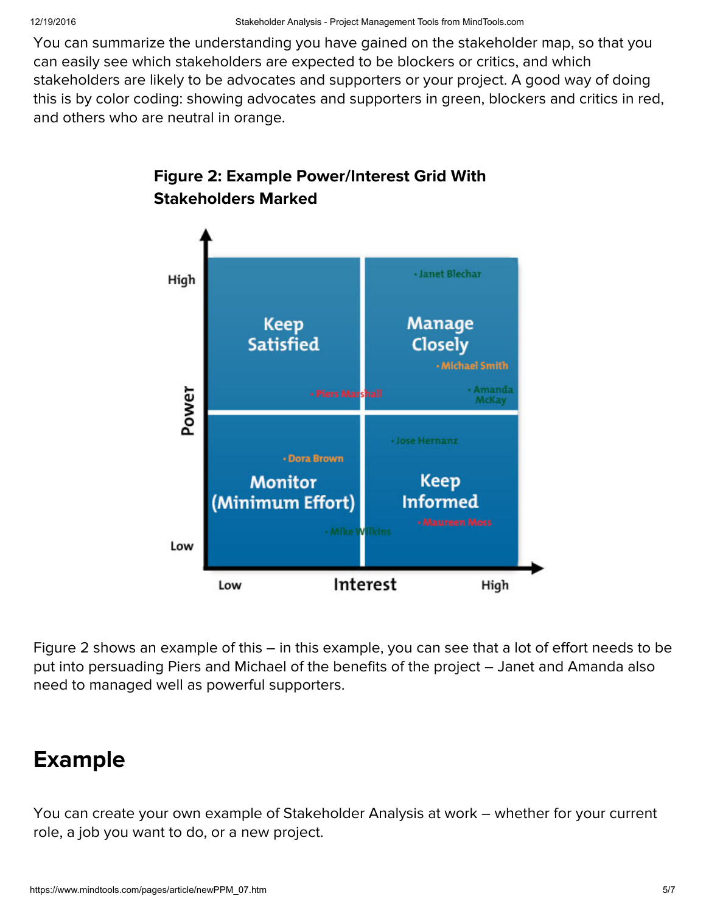You can summarize the understanding you have gained on the stakeholder map, so that you can easily see which stakeholders are expected to be blockers or critics, and which stakeholders are likely to be advocates and supporters or your project. A good way of doing this is by color coding: showing advocates and supporters in green, blockers and critics in red, and others who are neutral in orange.

**Figure 2: Example Power/Interest Grid With Stakeholders Marked**

Figure 2 shows an example of this – in this example, you can see that a lot of effort needs to be put into persuading Piers and Michael of the benefits of the project – Janet and Amanda also need to managed well as powerful supporters.

## Example

You can create your own example of Stakeholder Analysis at work – whether for your current role, a job you want to do, or a new project.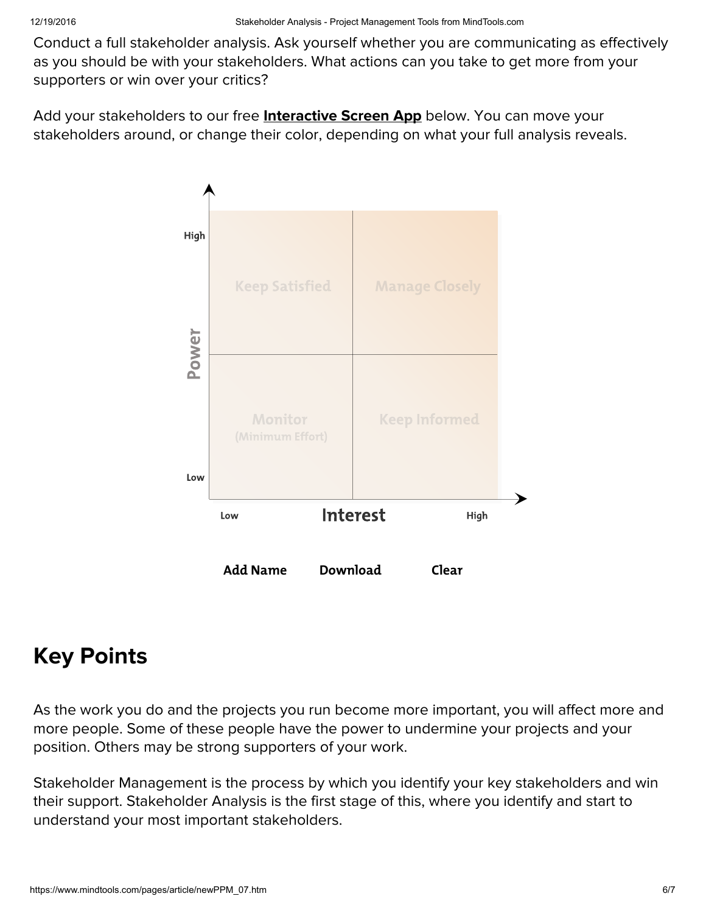Conduct a full stakeholder analysis. Ask yourself whether you are communicating as effectively as you should be with your stakeholders. What actions can you take to get more from your supporters or win over your critics?

Add your stakeholders to our free **Interactive Screen App** below. You can move your stakeholders around, or change their color, depending on what your full analysis reveals.

| Power | Low Interest | High Interest |
|---|---|---|
| High | Keep Satisfied | Manage Closely |
| Low | Monitor (Minimum Effort) | Keep Informed |

Add Name    Download    Clear

## Key Points

As the work you do and the projects you run become more important, you will affect more and more people. Some of these people have the power to undermine your projects and your position. Others may be strong supporters of your work.

Stakeholder Management is the process by which you identify your key stakeholders and win their support. Stakeholder Analysis is the first stage of this, where you identify and start to understand your most important stakeholders.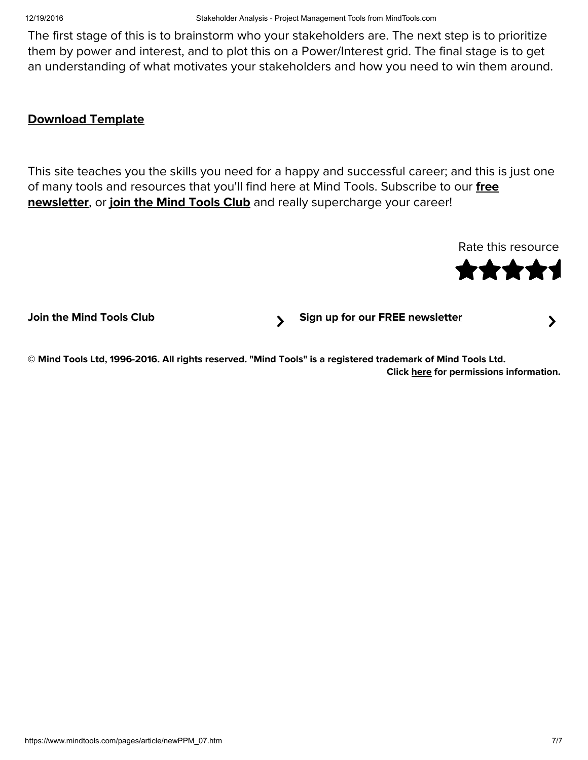The first stage of this is to brainstorm who your stakeholders are. The next step is to prioritize them by power and interest, and to plot this on a Power/Interest grid. The final stage is to get an understanding of what motivates your stakeholders and how you need to win them around.

**Download Template**

This site teaches you the skills you need for a happy and successful career; and this is just one of many tools and resources that you'll find here at Mind Tools. Subscribe to our **free newsletter**, or **join the Mind Tools Club** and really supercharge your career!

Rate this resource

**Join the Mind Tools Club**

**Sign up for our FREE newsletter**

**© Mind Tools Ltd, 1996-2016. All rights reserved. "Mind Tools" is a registered trademark of Mind Tools Ltd.**
**Click here for permissions information.**